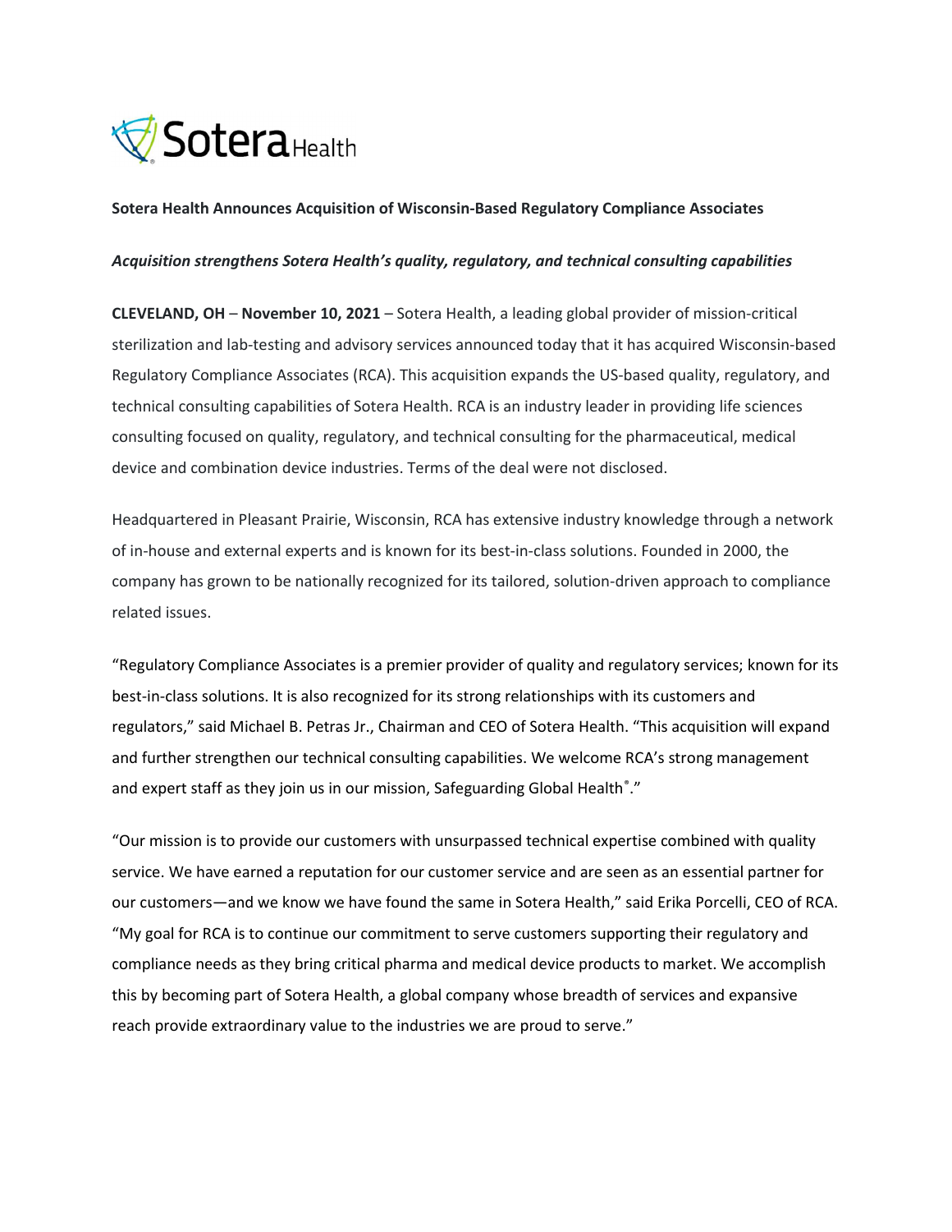**Sotera Health Announces Acquisition of Wisconsin-Based Regulatory Compliance Associates**

***Acquisition strengthens Sotera Health's quality, regulatory, and technical consulting capabilities***

**CLEVELAND, OH** – **November 10, 2021** – Sotera Health, a leading global provider of mission-critical sterilization and lab-testing and advisory services announced today that it has acquired Wisconsin-based Regulatory Compliance Associates (RCA). This acquisition expands the US-based quality, regulatory, and technical consulting capabilities of Sotera Health. RCA is an industry leader in providing life sciences consulting focused on quality, regulatory, and technical consulting for the pharmaceutical, medical device and combination device industries. Terms of the deal were not disclosed.

Headquartered in Pleasant Prairie, Wisconsin, RCA has extensive industry knowledge through a network of in-house and external experts and is known for its best-in-class solutions. Founded in 2000, the company has grown to be nationally recognized for its tailored, solution-driven approach to compliance related issues.

"Regulatory Compliance Associates is a premier provider of quality and regulatory services; known for its best-in-class solutions. It is also recognized for its strong relationships with its customers and regulators," said Michael B. Petras Jr., Chairman and CEO of Sotera Health. "This acquisition will expand and further strengthen our technical consulting capabilities. We welcome RCA's strong management and expert staff as they join us in our mission, Safeguarding Global Health®."

"Our mission is to provide our customers with unsurpassed technical expertise combined with quality service. We have earned a reputation for our customer service and are seen as an essential partner for our customers—and we know we have found the same in Sotera Health," said Erika Porcelli, CEO of RCA. "My goal for RCA is to continue our commitment to serve customers supporting their regulatory and compliance needs as they bring critical pharma and medical device products to market. We accomplish this by becoming part of Sotera Health, a global company whose breadth of services and expansive reach provide extraordinary value to the industries we are proud to serve."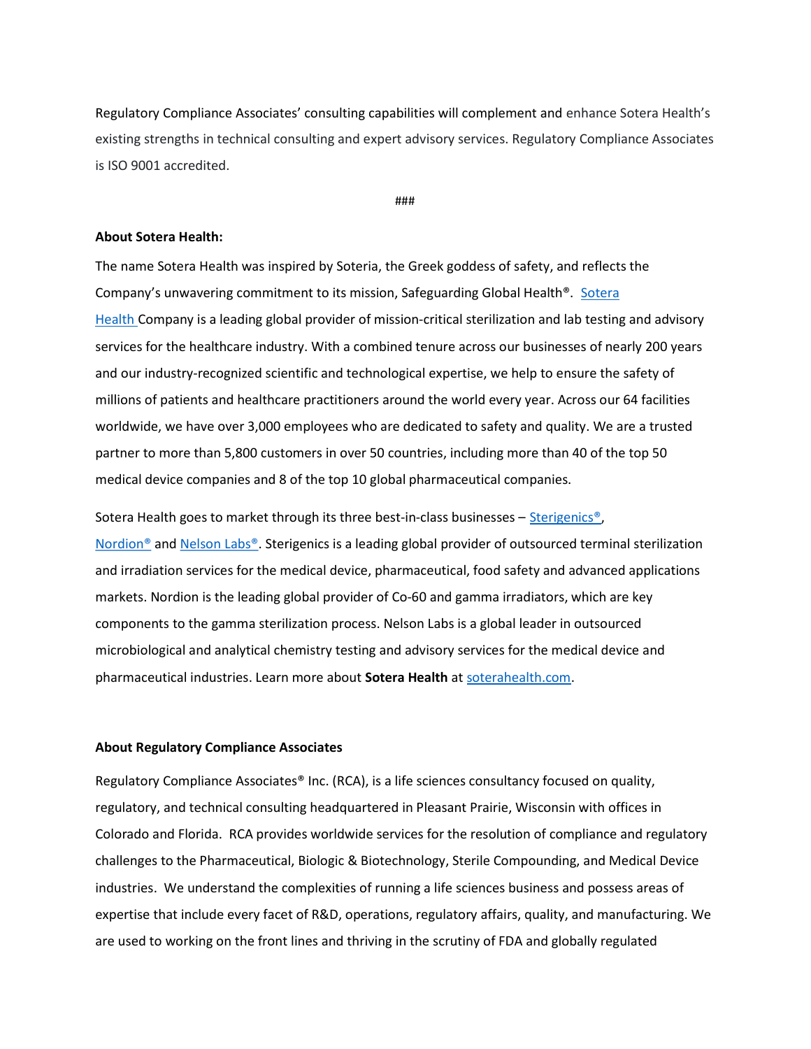Regulatory Compliance Associates' consulting capabilities will complement and enhance Sotera Health's existing strengths in technical consulting and expert advisory services. Regulatory Compliance Associates is ISO 9001 accredited.

###

**About Sotera Health:**

The name Sotera Health was inspired by Soteria, the Greek goddess of safety, and reflects the Company's unwavering commitment to its mission, Safeguarding Global Health®. Sotera Health Company is a leading global provider of mission-critical sterilization and lab testing and advisory services for the healthcare industry. With a combined tenure across our businesses of nearly 200 years and our industry-recognized scientific and technological expertise, we help to ensure the safety of millions of patients and healthcare practitioners around the world every year. Across our 64 facilities worldwide, we have over 3,000 employees who are dedicated to safety and quality. We are a trusted partner to more than 5,800 customers in over 50 countries, including more than 40 of the top 50 medical device companies and 8 of the top 10 global pharmaceutical companies.

Sotera Health goes to market through its three best-in-class businesses – Sterigenics®, Nordion® and Nelson Labs®. Sterigenics is a leading global provider of outsourced terminal sterilization and irradiation services for the medical device, pharmaceutical, food safety and advanced applications markets. Nordion is the leading global provider of Co-60 and gamma irradiators, which are key components to the gamma sterilization process. Nelson Labs is a global leader in outsourced microbiological and analytical chemistry testing and advisory services for the medical device and pharmaceutical industries. Learn more about **Sotera Health** at soterahealth.com.

**About Regulatory Compliance Associates**

Regulatory Compliance Associates® Inc. (RCA), is a life sciences consultancy focused on quality, regulatory, and technical consulting headquartered in Pleasant Prairie, Wisconsin with offices in Colorado and Florida. RCA provides worldwide services for the resolution of compliance and regulatory challenges to the Pharmaceutical, Biologic & Biotechnology, Sterile Compounding, and Medical Device industries. We understand the complexities of running a life sciences business and possess areas of expertise that include every facet of R&D, operations, regulatory affairs, quality, and manufacturing. We are used to working on the front lines and thriving in the scrutiny of FDA and globally regulated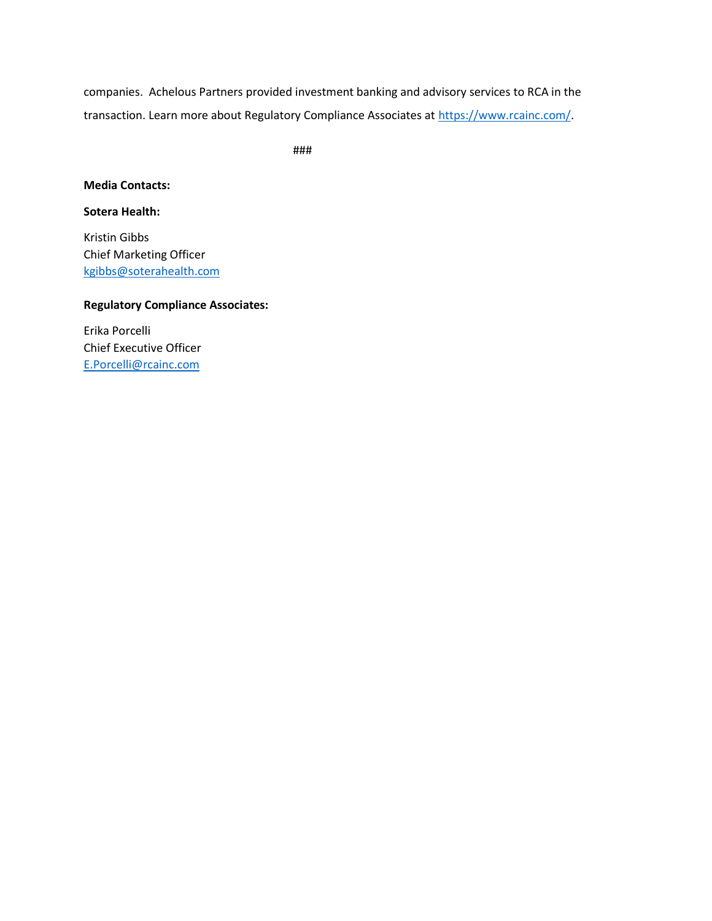companies. Achelous Partners provided investment banking and advisory services to RCA in the transaction. Learn more about Regulatory Compliance Associates at https://www.rcainc.com/.

###

**Media Contacts:**

**Sotera Health:**

Kristin Gibbs
Chief Marketing Officer
kgibbs@soterahealth.com

**Regulatory Compliance Associates:**

Erika Porcelli
Chief Executive Officer
E.Porcelli@rcainc.com